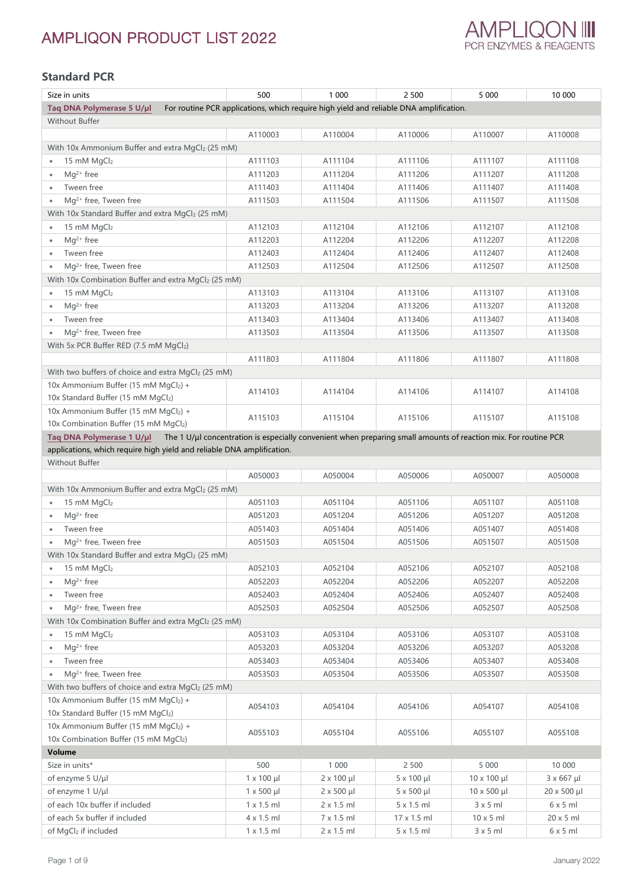# AMPLIQON PRODUCT LIST 2022

AMPLIQON
PCR ENZYMES & REAGENTS

## Standard PCR

| Size in units | 500 | 1 000 | 2 500 | 5 000 | 10 000 |
|---|---|---|---|---|---|
| **Taq DNA Polymerase 5 U/µl** For routine PCR applications, which require high yield and reliable DNA amplification. | | | | | |
| Without Buffer | | | | | |
| | A110003 | A110004 | A110006 | A110007 | A110008 |
| With 10x Ammonium Buffer and extra $MgCl_2$ (25 mM) | | | | | |
| • 15 mM $MgCl_2$ | A111103 | A111104 | A111106 | A111107 | A111108 |
| • $Mg^{2+}$ free | A111203 | A111204 | A111206 | A111207 | A111208 |
| • Tween free | A111403 | A111404 | A111406 | A111407 | A111408 |
| • $Mg^{2+}$ free, Tween free | A111503 | A111504 | A111506 | A111507 | A111508 |
| With 10x Standard Buffer and extra $MgCl_2$ (25 mM) | | | | | |
| • 15 mM $MgCl_2$ | A112103 | A112104 | A112106 | A112107 | A112108 |
| • $Mg^{2+}$ free | A112203 | A112204 | A112206 | A112207 | A112208 |
| • Tween free | A112403 | A112404 | A112406 | A112407 | A112408 |
| • $Mg^{2+}$ free, Tween free | A112503 | A112504 | A112506 | A112507 | A112508 |
| With 10x Combination Buffer and extra $MgCl_2$ (25 mM) | | | | | |
| • 15 mM $MgCl_2$ | A113103 | A113104 | A113106 | A113107 | A113108 |
| • $Mg^{2+}$ free | A113203 | A113204 | A113206 | A113207 | A113208 |
| • Tween free | A113403 | A113404 | A113406 | A113407 | A113408 |
| • $Mg^{2+}$ free, Tween free | A113503 | A113504 | A113506 | A113507 | A113508 |
| With 5x PCR Buffer RED (7.5 mM $MgCl_2$) | | | | | |
| | A111803 | A111804 | A111806 | A111807 | A111808 |
| With two buffers of choice and extra $MgCl_2$ (25 mM) | | | | | |
| 10x Ammonium Buffer (15 mM $MgCl_2$) + 10x Standard Buffer (15 mM $MgCl_2$) | A114103 | A114104 | A114106 | A114107 | A114108 |
| 10x Ammonium Buffer (15 mM $MgCl_2$) + 10x Combination Buffer (15 mM $MgCl_2$) | A115103 | A115104 | A115106 | A115107 | A115108 |
| **Taq DNA Polymerase 1 U/µl** The 1 U/µl concentration is especially convenient when preparing small amounts of reaction mix. For routine PCR applications, which require high yield and reliable DNA amplification. | | | | | |
| Without Buffer | | | | | |
| | A050003 | A050004 | A050006 | A050007 | A050008 |
| With 10x Ammonium Buffer and extra $MgCl_2$ (25 mM) | | | | | |
| • 15 mM $MgCl_2$ | A051103 | A051104 | A051106 | A051107 | A051108 |
| • $Mg^{2+}$ free | A051203 | A051204 | A051206 | A051207 | A051208 |
| • Tween free | A051403 | A051404 | A051406 | A051407 | A051408 |
| • $Mg^{2+}$ free, Tween free | A051503 | A051504 | A051506 | A051507 | A051508 |
| With 10x Standard Buffer and extra $MgCl_2$ (25 mM) | | | | | |
| • 15 mM $MgCl_2$ | A052103 | A052104 | A052106 | A052107 | A052108 |
| • $Mg^{2+}$ free | A052203 | A052204 | A052206 | A052207 | A052208 |
| • Tween free | A052403 | A052404 | A052406 | A052407 | A052408 |
| • $Mg^{2+}$ free, Tween free | A052503 | A052504 | A052506 | A052507 | A052508 |
| With 10x Combination Buffer and extra $MgCl_2$ (25 mM) | | | | | |
| • 15 mM $MgCl_2$ | A053103 | A053104 | A053106 | A053107 | A053108 |
| • $Mg^{2+}$ free | A053203 | A053204 | A053206 | A053207 | A053208 |
| • Tween free | A053403 | A053404 | A053406 | A053407 | A053408 |
| • $Mg^{2+}$ free, Tween free | A053503 | A053504 | A053506 | A053507 | A053508 |
| With two buffers of choice and extra $MgCl_2$ (25 mM) | | | | | |
| 10x Ammonium Buffer (15 mM $MgCl_2$) + 10x Standard Buffer (15 mM $MgCl_2$) | A054103 | A054104 | A054106 | A054107 | A054108 |
| 10x Ammonium Buffer (15 mM $MgCl_2$) + 10x Combination Buffer (15 mM $MgCl_2$) | A055103 | A055104 | A055106 | A055107 | A055108 |
| **Volume** | | | | | |
| Size in units* | 500 | 1 000 | 2 500 | 5 000 | 10 000 |
| of enzyme 5 U/µl | 1 x 100 µl | 2 x 100 µl | 5 x 100 µl | 10 x 100 µl | 3 x 667 µl |
| of enzyme 1 U/µl | 1 x 500 µl | 2 x 500 µl | 5 x 500 µl | 10 x 500 µl | 20 x 500 µl |
| of each 10x buffer if included | 1 x 1.5 ml | 2 x 1.5 ml | 5 x 1.5 ml | 3 x 5 ml | 6 x 5 ml |
| of each 5x buffer if included | 4 x 1.5 ml | 7 x 1.5 ml | 17 x 1.5 ml | 10 x 5 ml | 20 x 5 ml |
| of $MgCl_2$ if included | 1 x 1.5 ml | 2 x 1.5 ml | 5 x 1.5 ml | 3 x 5 ml | 6 x 5 ml |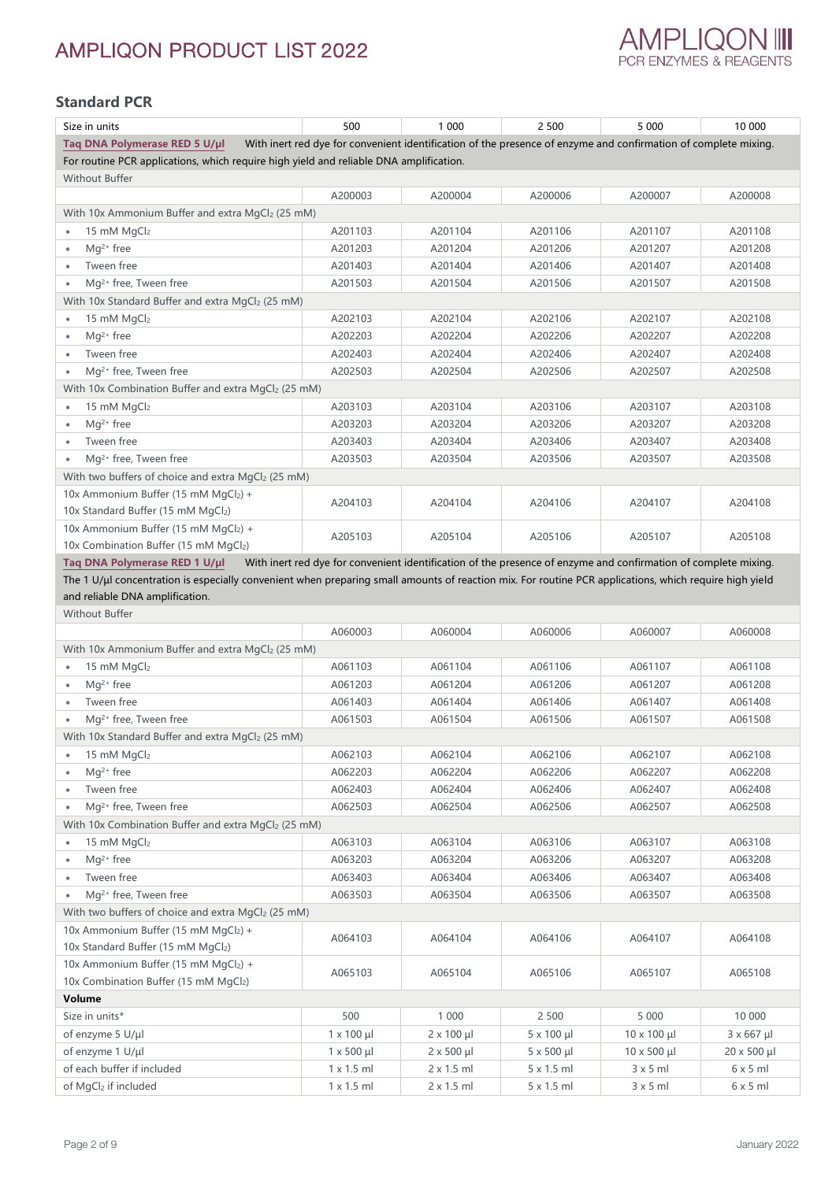## Standard PCR

| Size in units | 500 | 1 000 | 2 500 | 5 000 | 10 000 |
|---|---|---|---|---|---|
| **Taq DNA Polymerase RED 5 U/µl** With inert red dye for convenient identification of the presence of enzyme and confirmation of complete mixing. For routine PCR applications, which require high yield and reliable DNA amplification. | | | | | |
| Without Buffer | | | | | |
| | A200003 | A200004 | A200006 | A200007 | A200008 |
| With 10x Ammonium Buffer and extra $MgCl_2$ (25 mM) | | | | | |
| • 15 mM $MgCl_2$ | A201103 | A201104 | A201106 | A201107 | A201108 |
| • $Mg^{2+}$ free | A201203 | A201204 | A201206 | A201207 | A201208 |
| • Tween free | A201403 | A201404 | A201406 | A201407 | A201408 |
| • $Mg^{2+}$ free, Tween free | A201503 | A201504 | A201506 | A201507 | A201508 |
| With 10x Standard Buffer and extra $MgCl_2$ (25 mM) | | | | | |
| • 15 mM $MgCl_2$ | A202103 | A202104 | A202106 | A202107 | A202108 |
| • $Mg^{2+}$ free | A202203 | A202204 | A202206 | A202207 | A202208 |
| • Tween free | A202403 | A202404 | A202406 | A202407 | A202408 |
| • $Mg^{2+}$ free, Tween free | A202503 | A202504 | A202506 | A202507 | A202508 |
| With 10x Combination Buffer and extra $MgCl_2$ (25 mM) | | | | | |
| • 15 mM $MgCl_2$ | A203103 | A203104 | A203106 | A203107 | A203108 |
| • $Mg^{2+}$ free | A203203 | A203204 | A203206 | A203207 | A203208 |
| • Tween free | A203403 | A203404 | A203406 | A203407 | A203408 |
| • $Mg^{2+}$ free, Tween free | A203503 | A203504 | A203506 | A203507 | A203508 |
| With two buffers of choice and extra $MgCl_2$ (25 mM) | | | | | |
| 10x Ammonium Buffer (15 mM $MgCl_2$) + 10x Standard Buffer (15 mM $MgCl_2$) | A204103 | A204104 | A204106 | A204107 | A204108 |
| 10x Ammonium Buffer (15 mM $MgCl_2$) + 10x Combination Buffer (15 mM $MgCl_2$) | A205103 | A205104 | A205106 | A205107 | A205108 |
| **Taq DNA Polymerase RED 1 U/µl** With inert red dye for convenient identification of the presence of enzyme and confirmation of complete mixing. The 1 U/µl concentration is especially convenient when preparing small amounts of reaction mix. For routine PCR applications, which require high yield and reliable DNA amplification. | | | | | |
| Without Buffer | | | | | |
| | A060003 | A060004 | A060006 | A060007 | A060008 |
| With 10x Ammonium Buffer and extra $MgCl_2$ (25 mM) | | | | | |
| • 15 mM $MgCl_2$ | A061103 | A061104 | A061106 | A061107 | A061108 |
| • $Mg^{2+}$ free | A061203 | A061204 | A061206 | A061207 | A061208 |
| • Tween free | A061403 | A061404 | A061406 | A061407 | A061408 |
| • $Mg^{2+}$ free, Tween free | A061503 | A061504 | A061506 | A061507 | A061508 |
| With 10x Standard Buffer and extra $MgCl_2$ (25 mM) | | | | | |
| • 15 mM $MgCl_2$ | A062103 | A062104 | A062106 | A062107 | A062108 |
| • $Mg^{2+}$ free | A062203 | A062204 | A062206 | A062207 | A062208 |
| • Tween free | A062403 | A062404 | A062406 | A062407 | A062408 |
| • $Mg^{2+}$ free, Tween free | A062503 | A062504 | A062506 | A062507 | A062508 |
| With 10x Combination Buffer and extra $MgCl_2$ (25 mM) | | | | | |
| • 15 mM $MgCl_2$ | A063103 | A063104 | A063106 | A063107 | A063108 |
| • $Mg^{2+}$ free | A063203 | A063204 | A063206 | A063207 | A063208 |
| • Tween free | A063403 | A063404 | A063406 | A063407 | A063408 |
| • $Mg^{2+}$ free, Tween free | A063503 | A063504 | A063506 | A063507 | A063508 |
| With two buffers of choice and extra $MgCl_2$ (25 mM) | | | | | |
| 10x Ammonium Buffer (15 mM $MgCl_2$) + 10x Standard Buffer (15 mM $MgCl_2$) | A064103 | A064104 | A064106 | A064107 | A064108 |
| 10x Ammonium Buffer (15 mM $MgCl_2$) + 10x Combination Buffer (15 mM $MgCl_2$) | A065103 | A065104 | A065106 | A065107 | A065108 |
| **Volume** | | | | | |
| Size in units* | 500 | 1 000 | 2 500 | 5 000 | 10 000 |
| of enzyme 5 U/µl | 1 x 100 µl | 2 x 100 µl | 5 x 100 µl | 10 x 100 µl | 3 x 667 µl |
| of enzyme 1 U/µl | 1 x 500 µl | 2 x 500 µl | 5 x 500 µl | 10 x 500 µl | 20 x 500 µl |
| of each buffer if included | 1 x 1.5 ml | 2 x 1.5 ml | 5 x 1.5 ml | 3 x 5 ml | 6 x 5 ml |
| of $MgCl_2$ if included | 1 x 1.5 ml | 2 x 1.5 ml | 5 x 1.5 ml | 3 x 5 ml | 6 x 5 ml |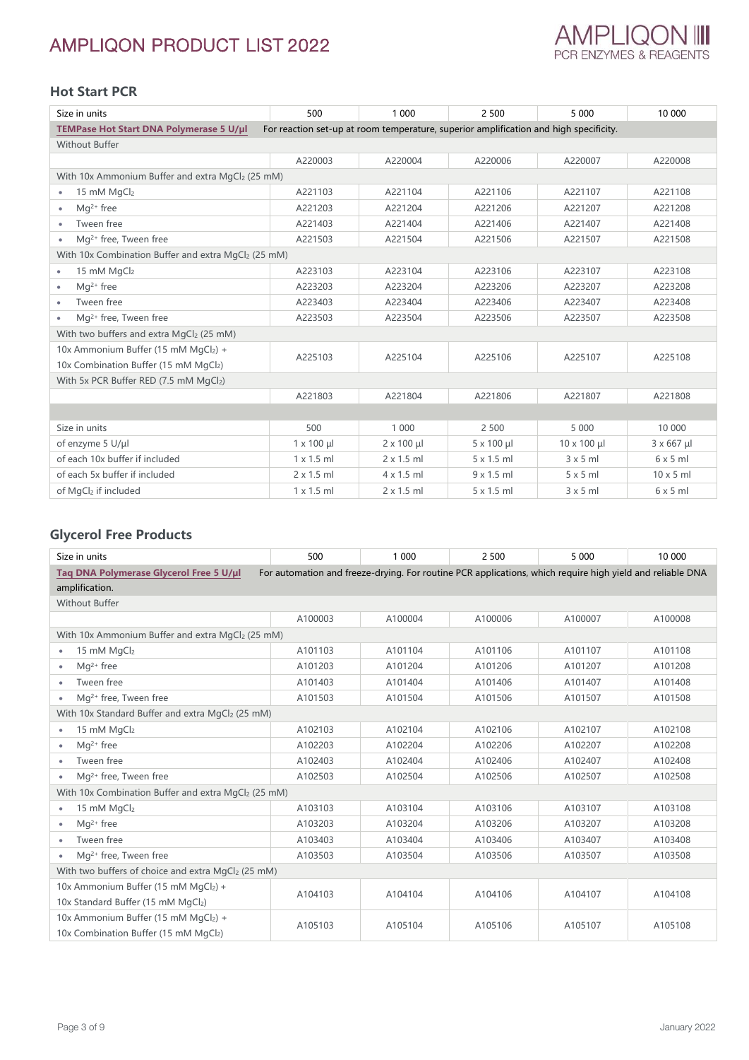## Hot Start PCR

| Size in units | 500 | 1 000 | 2 500 | 5 000 | 10 000 |
|---|---|---|---|---|---|
| **TEMPase Hot Start DNA Polymerase 5 U/µl** | For reaction set-up at room temperature, superior amplification and high specificity. | | | | |
| Without Buffer | | | | | |
| | A220003 | A220004 | A220006 | A220007 | A220008 |
| With 10x Ammonium Buffer and extra $MgCl_2$ (25 mM) | | | | | |
| • 15 mM $MgCl_2$ | A221103 | A221104 | A221106 | A221107 | A221108 |
| • $Mg^{2+}$ free | A221203 | A221204 | A221206 | A221207 | A221208 |
| • Tween free | A221403 | A221404 | A221406 | A221407 | A221408 |
| • $Mg^{2+}$ free, Tween free | A221503 | A221504 | A221506 | A221507 | A221508 |
| With 10x Combination Buffer and extra $MgCl_2$ (25 mM) | | | | | |
| • 15 mM $MgCl_2$ | A223103 | A223104 | A223106 | A223107 | A223108 |
| • $Mg^{2+}$ free | A223203 | A223204 | A223206 | A223207 | A223208 |
| • Tween free | A223403 | A223404 | A223406 | A223407 | A223408 |
| • $Mg^{2+}$ free, Tween free | A223503 | A223504 | A223506 | A223507 | A223508 |
| With two buffers and extra $MgCl_2$ (25 mM) | | | | | |
| 10x Ammonium Buffer (15 mM $MgCl_2$) + 10x Combination Buffer (15 mM $MgCl_2$) | A225103 | A225104 | A225106 | A225107 | A225108 |
| With 5x PCR Buffer RED (7.5 mM $MgCl_2$) | | | | | |
| | A221803 | A221804 | A221806 | A221807 | A221808 |

| Size in units | 500 | 1 000 | 2 500 | 5 000 | 10 000 |
|---|---|---|---|---|---|
| of enzyme 5 U/µl | 1 x 100 µl | 2 x 100 µl | 5 x 100 µl | 10 x 100 µl | 3 x 667 µl |
| of each 10x buffer if included | 1 x 1.5 ml | 2 x 1.5 ml | 5 x 1.5 ml | 3 x 5 ml | 6 x 5 ml |
| of each 5x buffer if included | 2 x 1.5 ml | 4 x 1.5 ml | 9 x 1.5 ml | 5 x 5 ml | 10 x 5 ml |
| of $MgCl_2$ if included | 1 x 1.5 ml | 2 x 1.5 ml | 5 x 1.5 ml | 3 x 5 ml | 6 x 5 ml |

## Glycerol Free Products

| Size in units | 500 | 1 000 | 2 500 | 5 000 | 10 000 |
|---|---|---|---|---|---|
| **Taq DNA Polymerase Glycerol Free 5 U/µl** | For automation and freeze-drying. For routine PCR applications, which require high yield and reliable DNA amplification. | | | | |
| Without Buffer | | | | | |
| | A100003 | A100004 | A100006 | A100007 | A100008 |
| With 10x Ammonium Buffer and extra $MgCl_2$ (25 mM) | | | | | |
| • 15 mM $MgCl_2$ | A101103 | A101104 | A101106 | A101107 | A101108 |
| • $Mg^{2+}$ free | A101203 | A101204 | A101206 | A101207 | A101208 |
| • Tween free | A101403 | A101404 | A101406 | A101407 | A101408 |
| • $Mg^{2+}$ free, Tween free | A101503 | A101504 | A101506 | A101507 | A101508 |
| With 10x Standard Buffer and extra $MgCl_2$ (25 mM) | | | | | |
| • 15 mM $MgCl_2$ | A102103 | A102104 | A102106 | A102107 | A102108 |
| • $Mg^{2+}$ free | A102203 | A102204 | A102206 | A102207 | A102208 |
| • Tween free | A102403 | A102404 | A102406 | A102407 | A102408 |
| • $Mg^{2+}$ free, Tween free | A102503 | A102504 | A102506 | A102507 | A102508 |
| With 10x Combination Buffer and extra $MgCl_2$ (25 mM) | | | | | |
| • 15 mM $MgCl_2$ | A103103 | A103104 | A103106 | A103107 | A103108 |
| • $Mg^{2+}$ free | A103203 | A103204 | A103206 | A103207 | A103208 |
| • Tween free | A103403 | A103404 | A103406 | A103407 | A103408 |
| • $Mg^{2+}$ free, Tween free | A103503 | A103504 | A103506 | A103507 | A103508 |
| With two buffers of choice and extra $MgCl_2$ (25 mM) | | | | | |
| 10x Ammonium Buffer (15 mM $MgCl_2$) + 10x Standard Buffer (15 mM $MgCl_2$) | A104103 | A104104 | A104106 | A104107 | A104108 |
| 10x Ammonium Buffer (15 mM $MgCl_2$) + 10x Combination Buffer (15 mM $MgCl_2$) | A105103 | A105104 | A105106 | A105107 | A105108 |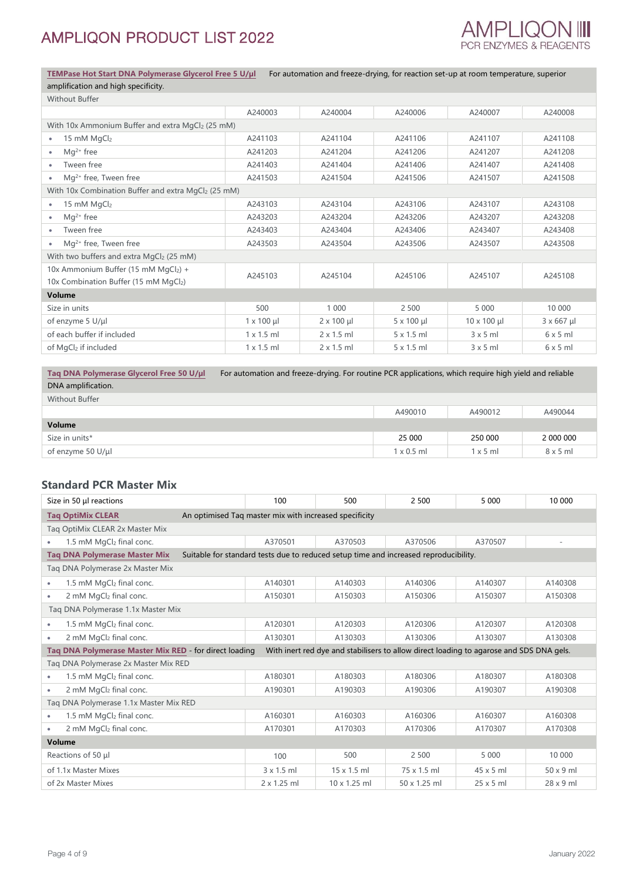| **TEMPase Hot Start DNA Polymerase Glycerol Free 5 U/µl** For automation and freeze-drying, for reaction set-up at room temperature, superior amplification and high specificity. | | | | | |
|---|---|---|---|---|---|
| Without Buffer | | | | | |
| | A240003 | A240004 | A240006 | A240007 | A240008 |
| With 10x Ammonium Buffer and extra $MgCl_2$ (25 mM) | | | | | |
| • 15 mM $MgCl_2$ | A241103 | A241104 | A241106 | A241107 | A241108 |
| • $Mg^{2+}$ free | A241203 | A241204 | A241206 | A241207 | A241208 |
| • Tween free | A241403 | A241404 | A241406 | A241407 | A241408 |
| • $Mg^{2+}$ free, Tween free | A241503 | A241504 | A241506 | A241507 | A241508 |
| With 10x Combination Buffer and extra $MgCl_2$ (25 mM) | | | | | |
| • 15 mM $MgCl_2$ | A243103 | A243104 | A243106 | A243107 | A243108 |
| • $Mg^{2+}$ free | A243203 | A243204 | A243206 | A243207 | A243208 |
| • Tween free | A243403 | A243404 | A243406 | A243407 | A243408 |
| • $Mg^{2+}$ free, Tween free | A243503 | A243504 | A243506 | A243507 | A243508 |
| With two buffers and extra $MgCl_2$ (25 mM) | | | | | |
| 10x Ammonium Buffer (15 mM $MgCl_2$) + 10x Combination Buffer (15 mM $MgCl_2$) | A245103 | A245104 | A245106 | A245107 | A245108 |
| **Volume** | | | | | |
| Size in units | 500 | 1 000 | 2 500 | 5 000 | 10 000 |
| of enzyme 5 U/µl | 1 x 100 µl | 2 x 100 µl | 5 x 100 µl | 10 x 100 µl | 3 x 667 µl |
| of each buffer if included | 1 x 1.5 ml | 2 x 1.5 ml | 5 x 1.5 ml | 3 x 5 ml | 6 x 5 ml |
| of $MgCl_2$ if included | 1 x 1.5 ml | 2 x 1.5 ml | 5 x 1.5 ml | 3 x 5 ml | 6 x 5 ml |

| **Taq DNA Polymerase Glycerol Free 50 U/µl** For automation and freeze-drying. For routine PCR applications, which require high yield and reliable DNA amplification. | | | |
|---|---|---|---|
| Without Buffer | | | |
| | A490010 | A490012 | A490044 |
| **Volume** | | | |
| Size in units* | 25 000 | 250 000 | 2 000 000 |
| of enzyme 50 U/µl | 1 x 0.5 ml | 1 x 5 ml | 8 x 5 ml |

## Standard PCR Master Mix

| Size in 50 µl reactions | 100 | 500 | 2 500 | 5 000 | 10 000 |
|---|---|---|---|---|---|
| **Taq OptiMix CLEAR** An optimised Taq master mix with increased specificity | | | | | |
| Taq OptiMix CLEAR 2x Master Mix | | | | | |
| • 1.5 mM $MgCl_2$ final conc. | A370501 | A370503 | A370506 | A370507 | - |
| **Taq DNA Polymerase Master Mix** Suitable for standard tests due to reduced setup time and increased reproducibility. | | | | | |
| Taq DNA Polymerase 2x Master Mix | | | | | |
| • 1.5 mM $MgCl_2$ final conc. | A140301 | A140303 | A140306 | A140307 | A140308 |
| • 2 mM $MgCl_2$ final conc. | A150301 | A150303 | A150306 | A150307 | A150308 |
| Taq DNA Polymerase 1.1x Master Mix | | | | | |
| • 1.5 mM $MgCl_2$ final conc. | A120301 | A120303 | A120306 | A120307 | A120308 |
| • 2 mM $MgCl_2$ final conc. | A130301 | A130303 | A130306 | A130307 | A130308 |
| **Taq DNA Polymerase Master Mix RED** - for direct loading With inert red dye and stabilisers to allow direct loading to agarose and SDS DNA gels. | | | | | |
| Taq DNA Polymerase 2x Master Mix RED | | | | | |
| • 1.5 mM $MgCl_2$ final conc. | A180301 | A180303 | A180306 | A180307 | A180308 |
| • 2 mM $MgCl_2$ final conc. | A190301 | A190303 | A190306 | A190307 | A190308 |
| Taq DNA Polymerase 1.1x Master Mix RED | | | | | |
| • 1.5 mM $MgCl_2$ final conc. | A160301 | A160303 | A160306 | A160307 | A160308 |
| • 2 mM $MgCl_2$ final conc. | A170301 | A170303 | A170306 | A170307 | A170308 |
| **Volume** | | | | | |
| Reactions of 50 µl | 100 | 500 | 2 500 | 5 000 | 10 000 |
| of 1.1x Master Mixes | 3 x 1.5 ml | 15 x 1.5 ml | 75 x 1.5 ml | 45 x 5 ml | 50 x 9 ml |
| of 2x Master Mixes | 2 x 1.25 ml | 10 x 1.25 ml | 50 x 1.25 ml | 25 x 5 ml | 28 x 9 ml |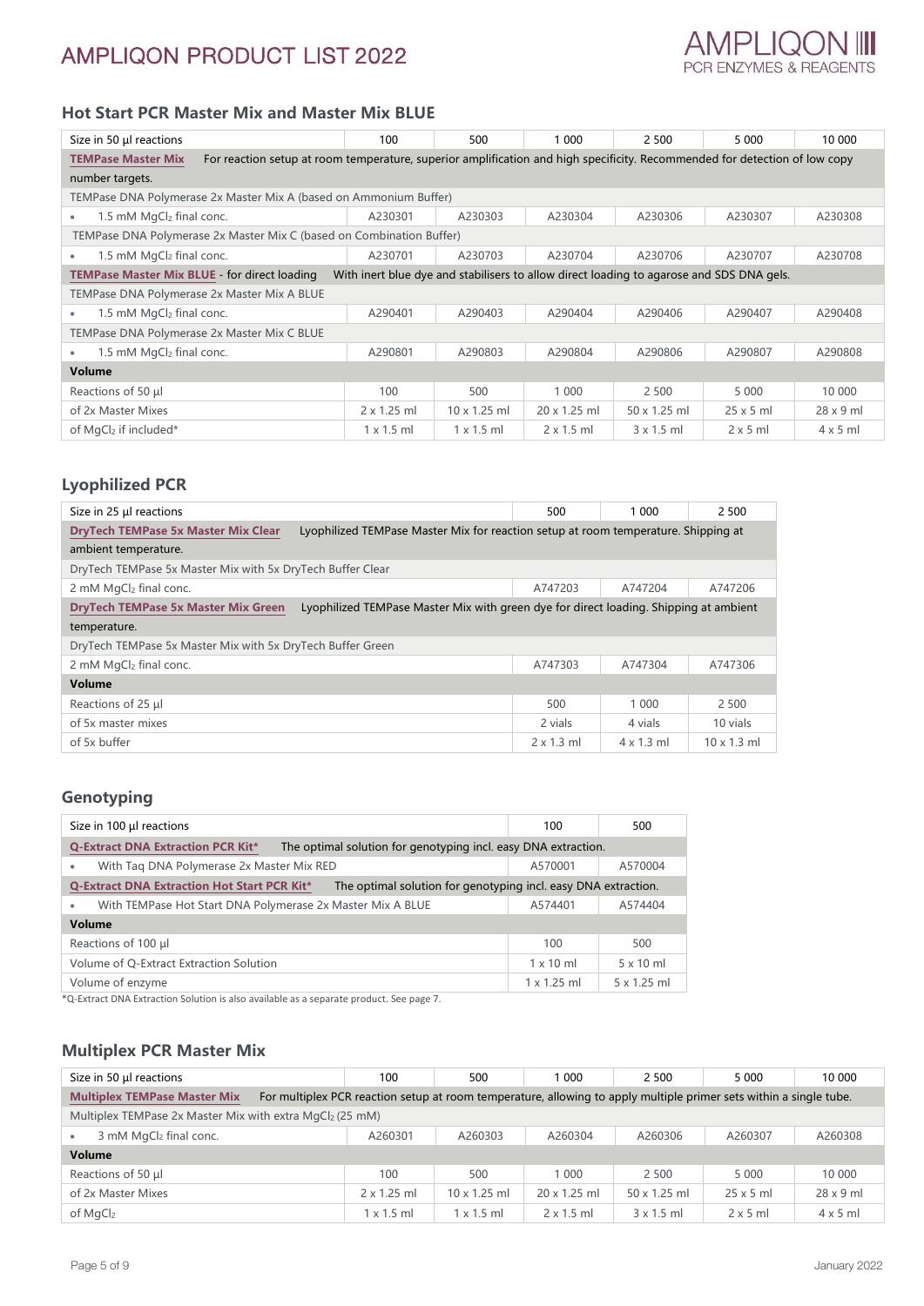## Hot Start PCR Master Mix and Master Mix BLUE

| Size in 50 µl reactions | 100 | 500 | 1 000 | 2 500 | 5 000 | 10 000 |
|---|---|---|---|---|---|---|
| **TEMPase Master Mix** For reaction setup at room temperature, superior amplification and high specificity. Recommended for detection of low copy number targets. | | | | | | |
| TEMPase DNA Polymerase 2x Master Mix A (based on Ammonium Buffer) | | | | | | |
| • 1.5 mM $MgCl_2$ final conc. | A230301 | A230303 | A230304 | A230306 | A230307 | A230308 |
| TEMPase DNA Polymerase 2x Master Mix C (based on Combination Buffer) | | | | | | |
| • 1.5 mM $MgCl_2$ final conc. | A230701 | A230703 | A230704 | A230706 | A230707 | A230708 |
| **TEMPase Master Mix BLUE** - for direct loading With inert blue dye and stabilisers to allow direct loading to agarose and SDS DNA gels. | | | | | | |
| TEMPase DNA Polymerase 2x Master Mix A BLUE | | | | | | |
| • 1.5 mM $MgCl_2$ final conc. | A290401 | A290403 | A290404 | A290406 | A290407 | A290408 |
| TEMPase DNA Polymerase 2x Master Mix C BLUE | | | | | | |
| • 1.5 mM $MgCl_2$ final conc. | A290801 | A290803 | A290804 | A290806 | A290807 | A290808 |
| **Volume** | | | | | | |
| Reactions of 50 µl | 100 | 500 | 1 000 | 2 500 | 5 000 | 10 000 |
| of 2x Master Mixes | 2 x 1.25 ml | 10 x 1.25 ml | 20 x 1.25 ml | 50 x 1.25 ml | 25 x 5 ml | 28 x 9 ml |
| of $MgCl_2$ if included* | 1 x 1.5 ml | 1 x 1.5 ml | 2 x 1.5 ml | 3 x 1.5 ml | 2 x 5 ml | 4 x 5 ml |

## Lyophilized PCR

| Size in 25 µl reactions | 500 | 1 000 | 2 500 |
|---|---|---|---|
| **DryTech TEMPase 5x Master Mix Clear** Lyophilized TEMPase Master Mix for reaction setup at room temperature. Shipping at ambient temperature. | | | |
| DryTech TEMPase 5x Master Mix with 5x DryTech Buffer Clear | | | |
| 2 mM $MgCl_2$ final conc. | A747203 | A747204 | A747206 |
| **DryTech TEMPase 5x Master Mix Green** Lyophilized TEMPase Master Mix with green dye for direct loading. Shipping at ambient temperature. | | | |
| DryTech TEMPase 5x Master Mix with 5x DryTech Buffer Green | | | |
| 2 mM $MgCl_2$ final conc. | A747303 | A747304 | A747306 |
| **Volume** | | | |
| Reactions of 25 µl | 500 | 1 000 | 2 500 |
| of 5x master mixes | 2 vials | 4 vials | 10 vials |
| of 5x buffer | 2 x 1.3 ml | 4 x 1.3 ml | 10 x 1.3 ml |

## Genotyping

| Size in 100 µl reactions | 100 | 500 |
|---|---|---|
| **Q-Extract DNA Extraction PCR Kit*** The optimal solution for genotyping incl. easy DNA extraction. | | |
| • With Taq DNA Polymerase 2x Master Mix RED | A570001 | A570004 |
| **Q-Extract DNA Extraction Hot Start PCR Kit*** The optimal solution for genotyping incl. easy DNA extraction. | | |
| • With TEMPase Hot Start DNA Polymerase 2x Master Mix A BLUE | A574401 | A574404 |
| **Volume** | | |
| Reactions of 100 µl | 100 | 500 |
| Volume of Q-Extract Extraction Solution | 1 x 10 ml | 5 x 10 ml |
| Volume of enzyme | 1 x 1.25 ml | 5 x 1.25 ml |

*Q-Extract DNA Extraction Solution is also available as a separate product. See page 7.

## Multiplex PCR Master Mix

| Size in 50 µl reactions | 100 | 500 | 1 000 | 2 500 | 5 000 | 10 000 |
|---|---|---|---|---|---|---|
| **Multiplex TEMPase Master Mix** For multiplex PCR reaction setup at room temperature, allowing to apply multiple primer sets within a single tube. | | | | | | |
| Multiplex TEMPase 2x Master Mix with extra $MgCl_2$ (25 mM) | | | | | | |
| • 3 mM $MgCl_2$ final conc. | A260301 | A260303 | A260304 | A260306 | A260307 | A260308 |
| **Volume** | | | | | | |
| Reactions of 50 µl | 100 | 500 | 1 000 | 2 500 | 5 000 | 10 000 |
| of 2x Master Mixes | 2 x 1.25 ml | 10 x 1.25 ml | 20 x 1.25 ml | 50 x 1.25 ml | 25 x 5 ml | 28 x 9 ml |
| of $MgCl_2$ | 1 x 1.5 ml | 1 x 1.5 ml | 2 x 1.5 ml | 3 x 1.5 ml | 2 x 5 ml | 4 x 5 ml |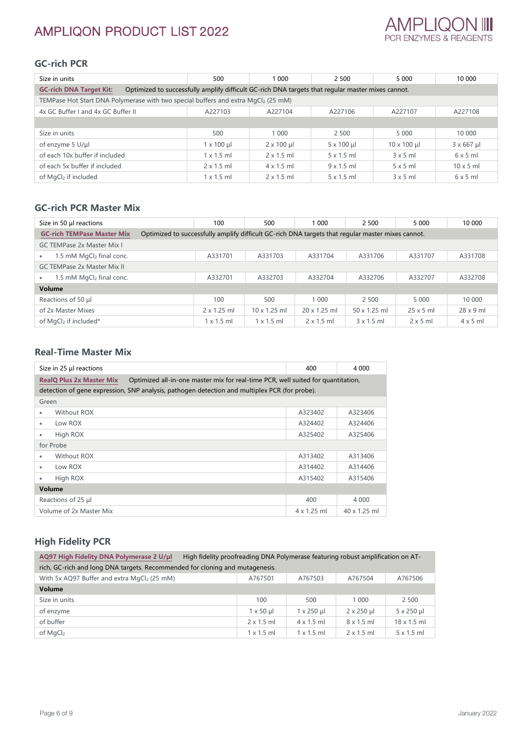## GC-rich PCR

| Size in units | 500 | 1 000 | 2 500 | 5 000 | 10 000 |
|---|---|---|---|---|---|
| **GC-rich DNA Target Kit:** Optimized to successfully amplify difficult GC-rich DNA targets that regular master mixes cannot. | | | | | |
| TEMPase Hot Start DNA Polymerase with two special buffers and extra $MgCl_2$ (25 mM) | | | | | |
| 4x GC Buffer I and 4x GC Buffer II | A227103 | A227104 | A227106 | A227107 | A227108 |
| | | | | | |
| Size in units | 500 | 1 000 | 2 500 | 5 000 | 10 000 |
| of enzyme 5 U/µl | 1 x 100 µl | 2 x 100 µl | 5 x 100 µl | 10 x 100 µl | 3 x 667 µl |
| of each 10x buffer if included | 1 x 1.5 ml | 2 x 1.5 ml | 5 x 1.5 ml | 3 x 5 ml | 6 x 5 ml |
| of each 5x buffer if included | 2 x 1.5 ml | 4 x 1.5 ml | 9 x 1.5 ml | 5 x 5 ml | 10 x 5 ml |
| of $MgCl_2$ if included | 1 x 1.5 ml | 2 x 1.5 ml | 5 x 1.5 ml | 3 x 5 ml | 6 x 5 ml |

## GC-rich PCR Master Mix

| Size in 50 µl reactions | 100 | 500 | 1 000 | 2 500 | 5 000 | 10 000 |
|---|---|---|---|---|---|---|
| **GC-rich TEMPase Master Mix** Optimized to successfully amplify difficult GC-rich DNA targets that regular master mixes cannot. | | | | | | |
| GC TEMPase 2x Master Mix I | | | | | | |
| • 1.5 mM $MgCl_2$ final conc. | A331701 | A331703 | A331704 | A331706 | A331707 | A331708 |
| GC TEMPase 2x Master Mix II | | | | | | |
| • 1.5 mM $MgCl_2$ final conc. | A332701 | A332703 | A332704 | A332706 | A332707 | A332708 |
| **Volume** | | | | | | |
| Reactions of 50 µl | 100 | 500 | 1 000 | 2 500 | 5 000 | 10 000 |
| of 2x Master Mixes | 2 x 1.25 ml | 10 x 1.25 ml | 20 x 1.25 ml | 50 x 1.25 ml | 25 x 5 ml | 28 x 9 ml |
| of $MgCl_2$ if included* | 1 x 1.5 ml | 1 x 1.5 ml | 2 x 1.5 ml | 3 x 1.5 ml | 2 x 5 ml | 4 x 5 ml |

## Real-Time Master Mix

| Size in 25 µl reactions | 400 | 4 000 |
|---|---|---|
| **RealQ Plus 2x Master Mix** Optimized all-in-one master mix for real-time PCR, well suited for quantitation, detection of gene expression, SNP analysis, pathogen detection and multiplex PCR (for probe). | | |
| Green | | |
| • Without ROX | A323402 | A323406 |
| • Low ROX | A324402 | A324406 |
| • High ROX | A325402 | A325406 |
| for Probe | | |
| • Without ROX | A313402 | A313406 |
| • Low ROX | A314402 | A314406 |
| • High ROX | A315402 | A315406 |
| **Volume** | | |
| Reactions of 25 µl | 400 | 4 000 |
| Volume of 2x Master Mix | 4 x 1.25 ml | 40 x 1.25 ml |

## High Fidelity PCR

| **AQ97 High Fidelity DNA Polymerase 2 U/µl** High fidelity proofreading DNA Polymerase featuring robust amplification on AT-rich, GC-rich and long DNA targets. Recommended for cloning and mutagenesis. | | | | |
|---|---|---|---|---|
| With 5x AQ97 Buffer and extra $MgCl_2$ (25 mM) | A767501 | A767503 | A767504 | A767506 |
| **Volume** | | | | |
| Size in units | 100 | 500 | 1 000 | 2 500 |
| of enzyme | 1 x 50 µl | 1 x 250 µl | 2 x 250 µl | 5 x 250 µl |
| of buffer | 2 x 1.5 ml | 4 x 1.5 ml | 8 x 1.5 ml | 18 x 1.5 ml |
| of $MgCl_2$ | 1 x 1.5 ml | 1 x 1.5 ml | 2 x 1.5 ml | 5 x 1.5 ml |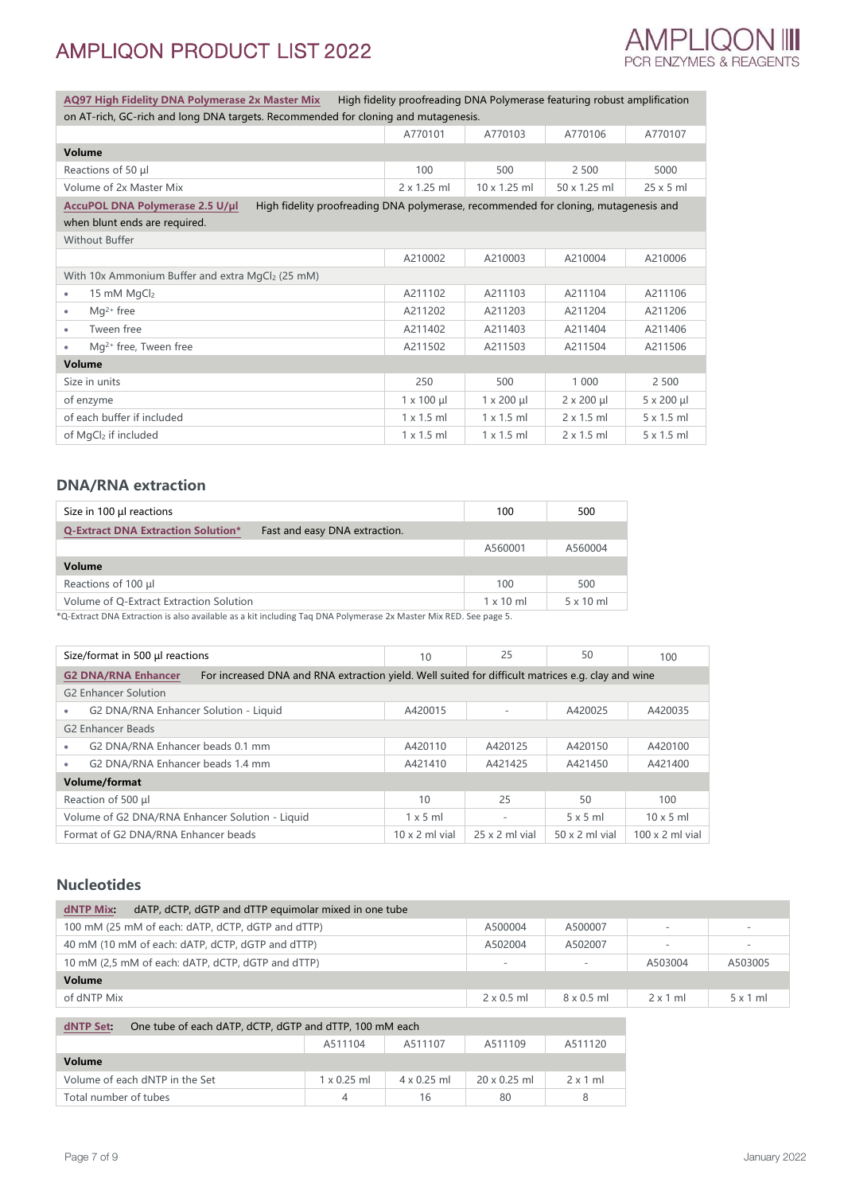| **AQ97 High Fidelity DNA Polymerase 2x Master Mix** High fidelity proofreading DNA Polymerase featuring robust amplification on AT-rich, GC-rich and long DNA targets. Recommended for cloning and mutagenesis. | | | | |
|---|---|---|---|---|
| | A770101 | A770103 | A770106 | A770107 |
| **Volume** | | | | |
| Reactions of 50 µl | 100 | 500 | 2 500 | 5000 |
| Volume of 2x Master Mix | 2 x 1.25 ml | 10 x 1.25 ml | 50 x 1.25 ml | 25 x 5 ml |

| **AccuPOL DNA Polymerase 2.5 U/µl** High fidelity proofreading DNA polymerase, recommended for cloning, mutagenesis and when blunt ends are required. | | | | |
|---|---|---|---|---|
| Without Buffer | | | | |
| | A210002 | A210003 | A210004 | A210006 |
| With 10x Ammonium Buffer and extra $MgCl_2$ (25 mM) | | | | |
| • 15 mM $MgCl_2$ | A211102 | A211103 | A211104 | A211106 |
| • $Mg^{2+}$ free | A211202 | A211203 | A211204 | A211206 |
| • Tween free | A211402 | A211403 | A211404 | A211406 |
| • $Mg^{2+}$ free, Tween free | A211502 | A211503 | A211504 | A211506 |
| **Volume** | | | | |
| Size in units | 250 | 500 | 1 000 | 2 500 |
| of enzyme | 1 x 100 µl | 1 x 200 µl | 2 x 200 µl | 5 x 200 µl |
| of each buffer if included | 1 x 1.5 ml | 1 x 1.5 ml | 2 x 1.5 ml | 5 x 1.5 ml |
| of $MgCl_2$ if included | 1 x 1.5 ml | 1 x 1.5 ml | 2 x 1.5 ml | 5 x 1.5 ml |

## DNA/RNA extraction

| Size in 100 µl reactions | 100 | 500 |
|---|---|---|
| **Q-Extract DNA Extraction Solution*** Fast and easy DNA extraction. | | |
| | A560001 | A560004 |
| **Volume** | | |
| Reactions of 100 µl | 100 | 500 |
| Volume of Q-Extract Extraction Solution | 1 x 10 ml | 5 x 10 ml |

*Q-Extract DNA Extraction is also available as a kit including Taq DNA Polymerase 2x Master Mix RED. See page 5.

| Size/format in 500 µl reactions | 10 | 25 | 50 | 100 |
|---|---|---|---|---|
| **G2 DNA/RNA Enhancer** For increased DNA and RNA extraction yield. Well suited for difficult matrices e.g. clay and wine | | | | |
| G2 Enhancer Solution | | | | |
| • G2 DNA/RNA Enhancer Solution - Liquid | A420015 | - | A420025 | A420035 |
| G2 Enhancer Beads | | | | |
| • G2 DNA/RNA Enhancer beads 0.1 mm | A420110 | A420125 | A420150 | A420100 |
| • G2 DNA/RNA Enhancer beads 1.4 mm | A421410 | A421425 | A421450 | A421400 |
| **Volume/format** | | | | |
| Reaction of 500 µl | 10 | 25 | 50 | 100 |
| Volume of G2 DNA/RNA Enhancer Solution - Liquid | 1 x 5 ml | - | 5 x 5 ml | 10 x 5 ml |
| Format of G2 DNA/RNA Enhancer beads | 10 x 2 ml vial | 25 x 2 ml vial | 50 x 2 ml vial | 100 x 2 ml vial |

## Nucleotides

| **dNTP Mix:** dATP, dCTP, dGTP and dTTP equimolar mixed in one tube | | | | |
|---|---|---|---|---|
| 100 mM (25 mM of each: dATP, dCTP, dGTP and dTTP) | A500004 | A500007 | - | - |
| 40 mM (10 mM of each: dATP, dCTP, dGTP and dTTP) | A502004 | A502007 | - | - |
| 10 mM (2,5 mM of each: dATP, dCTP, dGTP and dTTP) | - | - | A503004 | A503005 |
| **Volume** | | | | |
| of dNTP Mix | 2 x 0.5 ml | 8 x 0.5 ml | 2 x 1 ml | 5 x 1 ml |

| **dNTP Set:** One tube of each dATP, dCTP, dGTP and dTTP, 100 mM each | | | | |
|---|---|---|---|---|
| | A511104 | A511107 | A511109 | A511120 |
| **Volume** | | | | |
| Volume of each dNTP in the Set | 1 x 0.25 ml | 4 x 0.25 ml | 20 x 0.25 ml | 2 x 1 ml |
| Total number of tubes | 4 | 16 | 80 | 8 |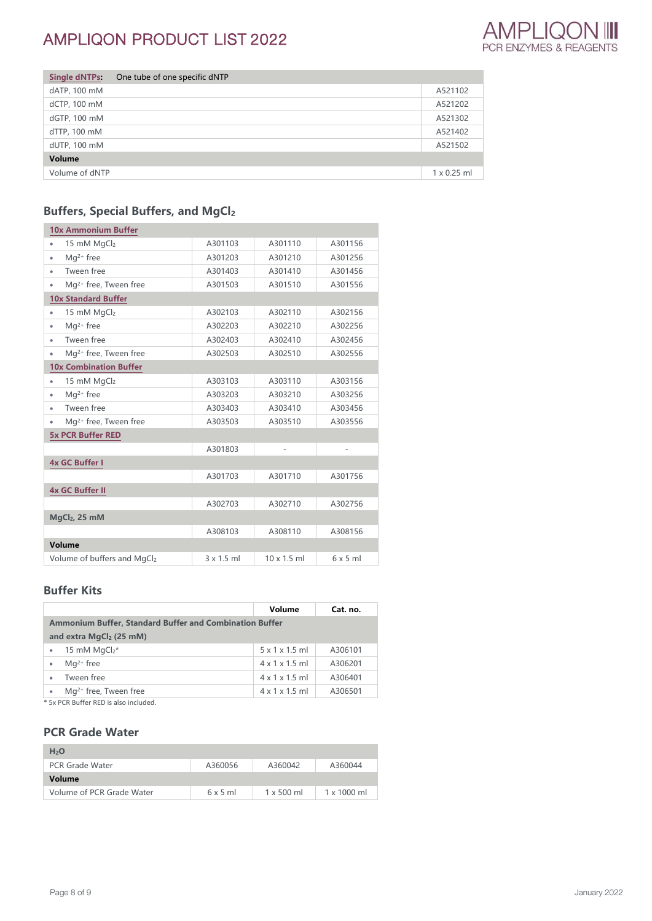| Single dNTPs: One tube of one specific dNTP | |
|---|---|
| dATP, 100 mM | A521102 |
| dCTP, 100 mM | A521202 |
| dGTP, 100 mM | A521302 |
| dTTP, 100 mM | A521402 |
| dUTP, 100 mM | A521502 |
| **Volume** | |
| Volume of dNTP | 1 x 0.25 ml |

## Buffers, Special Buffers, and $MgCl_2$

| 10x Ammonium Buffer | | | |
|---|---|---|---|
| • 15 mM $MgCl_2$ | A301103 | A301110 | A301156 |
| • $Mg^{2+}$ free | A301203 | A301210 | A301256 |
| • Tween free | A301403 | A301410 | A301456 |
| • $Mg^{2+}$ free, Tween free | A301503 | A301510 | A301556 |
| **10x Standard Buffer** | | | |
| • 15 mM $MgCl_2$ | A302103 | A302110 | A302156 |
| • $Mg^{2+}$ free | A302203 | A302210 | A302256 |
| • Tween free | A302403 | A302410 | A302456 |
| • $Mg^{2+}$ free, Tween free | A302503 | A302510 | A302556 |
| **10x Combination Buffer** | | | |
| • 15 mM $MgCl_2$ | A303103 | A303110 | A303156 |
| • $Mg^{2+}$ free | A303203 | A303210 | A303256 |
| • Tween free | A303403 | A303410 | A303456 |
| • $Mg^{2+}$ free, Tween free | A303503 | A303510 | A303556 |
| **5x PCR Buffer RED** | | | |
| | A301803 | - | - |
| **4x GC Buffer I** | | | |
| | A301703 | A301710 | A301756 |
| **4x GC Buffer II** | | | |
| | A302703 | A302710 | A302756 |
| **$MgCl_2$, 25 mM** | | | |
| | A308103 | A308110 | A308156 |
| **Volume** | | | |
| Volume of buffers and $MgCl_2$ | 3 x 1.5 ml | 10 x 1.5 ml | 6 x 5 ml |

## Buffer Kits

| | Volume | Cat. no. |
|---|---|---|
| **Ammonium Buffer, Standard Buffer and Combination Buffer and extra $MgCl_2$ (25 mM)** | | |
| • 15 mM $MgCl_2$* | 5 x 1 x 1.5 ml | A306101 |
| • $Mg^{2+}$ free | 4 x 1 x 1.5 ml | A306201 |
| • Tween free | 4 x 1 x 1.5 ml | A306401 |
| • $Mg^{2+}$ free, Tween free | 4 x 1 x 1.5 ml | A306501 |

* 5x PCR Buffer RED is also included.

## PCR Grade Water

| $H_2O$ | | | |
|---|---|---|---|
| PCR Grade Water | A360056 | A360042 | A360044 |
| **Volume** | | | |
| Volume of PCR Grade Water | 6 x 5 ml | 1 x 500 ml | 1 x 1000 ml |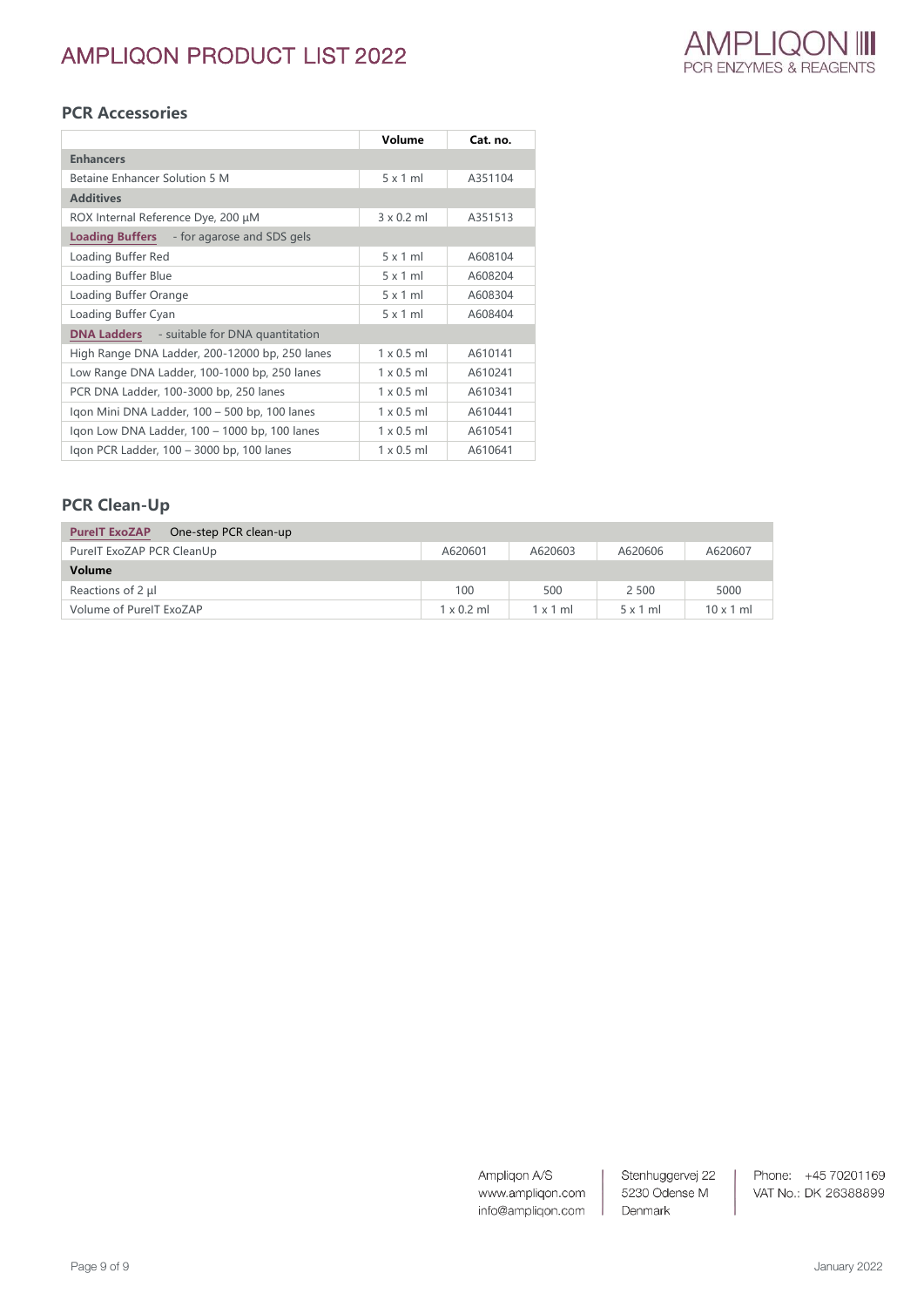## PCR Accessories

| | Volume | Cat. no. |
|---|---|---|
| **Enhancers** | | |
| Betaine Enhancer Solution 5 M | 5 x 1 ml | A351104 |
| **Additives** | | |
| ROX Internal Reference Dye, 200 µM | 3 x 0.2 ml | A351513 |
| **Loading Buffers** - for agarose and SDS gels | | |
| Loading Buffer Red | 5 x 1 ml | A608104 |
| Loading Buffer Blue | 5 x 1 ml | A608204 |
| Loading Buffer Orange | 5 x 1 ml | A608304 |
| Loading Buffer Cyan | 5 x 1 ml | A608404 |
| **DNA Ladders** - suitable for DNA quantitation | | |
| High Range DNA Ladder, 200-12000 bp, 250 lanes | 1 x 0.5 ml | A610141 |
| Low Range DNA Ladder, 100-1000 bp, 250 lanes | 1 x 0.5 ml | A610241 |
| PCR DNA Ladder, 100-3000 bp, 250 lanes | 1 x 0.5 ml | A610341 |
| Iqon Mini DNA Ladder, 100 – 500 bp, 100 lanes | 1 x 0.5 ml | A610441 |
| Iqon Low DNA Ladder, 100 – 1000 bp, 100 lanes | 1 x 0.5 ml | A610541 |
| Iqon PCR Ladder, 100 – 3000 bp, 100 lanes | 1 x 0.5 ml | A610641 |

## PCR Clean-Up

| | | | | |
|---|---|---|---|---|
| **PureIT ExoZAP** One-step PCR clean-up | | | | |
| PureIT ExoZAP PCR CleanUp | A620601 | A620603 | A620606 | A620607 |
| **Volume** | | | | |
| Reactions of 2 µl | 100 | 500 | 2 500 | 5000 |
| Volume of PureIT ExoZAP | 1 x 0.2 ml | 1 x 1 ml | 5 x 1 ml | 10 x 1 ml |

Ampliqon A/S
www.ampliqon.com
info@ampliqon.com

Stenhuggervej 22
5230 Odense M
Denmark

Phone: +45 70201169
VAT No.: DK 26388899

January 2022